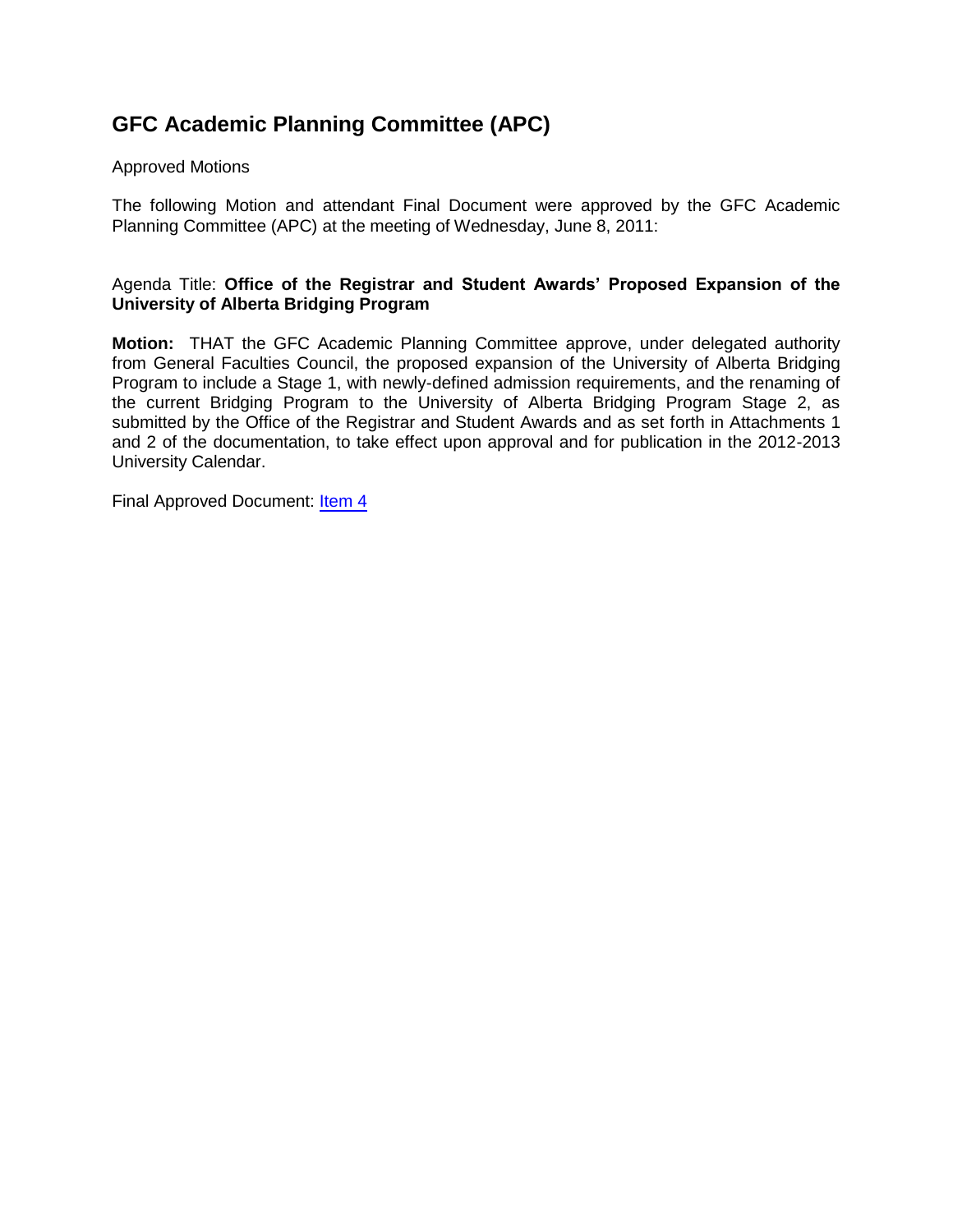# GFC Academic Planning Committee (APC)

Approved Motions

The following Motion and attendant Final Document were approved by the GFC Academic Planning Committee (APC) at the meeting of Wednesday, June 8, 2011:

Agenda Title: **Office of the Registrar and Student Awards' Proposed Expansion of the University of Alberta Bridging Program**

**Motion:** THAT the GFC Academic Planning Committee approve, under delegated authority from General Faculties Council, the proposed expansion of the University of Alberta Bridging Program to include a Stage 1, with newly-defined admission requirements, and the renaming of the current Bridging Program to the University of Alberta Bridging Program Stage 2, as submitted by the Office of the Registrar and Student Awards and as set forth in Attachments 1 and 2 of the documentation, to take effect upon approval and for publication in the 2012-2013 University Calendar.

Final Approved Document: Item 4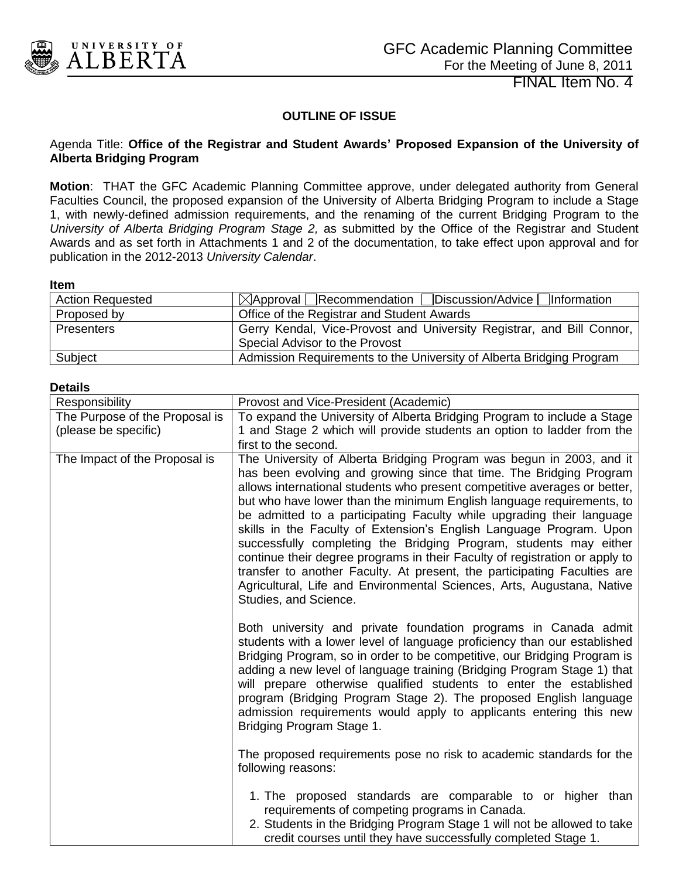GFC Academic Planning Committee
For the Meeting of June 8, 2011
FINAL Item No. 4

**OUTLINE OF ISSUE**

Agenda Title: **Office of the Registrar and Student Awards' Proposed Expansion of the University of Alberta Bridging Program**

**Motion**: THAT the GFC Academic Planning Committee approve, under delegated authority from General Faculties Council, the proposed expansion of the University of Alberta Bridging Program to include a Stage 1, with newly-defined admission requirements, and the renaming of the current Bridging Program to the *University of Alberta Bridging Program Stage 2,* as submitted by the Office of the Registrar and Student Awards and as set forth in Attachments 1 and 2 of the documentation, to take effect upon approval and for publication in the 2012-2013 *University Calendar*.

**Item**

| | |
|---|---|
| Action Requested | ☒Approval ☐Recommendation ☐Discussion/Advice ☐Information |
| Proposed by | Office of the Registrar and Student Awards |
| Presenters | Gerry Kendal, Vice-Provost and University Registrar, and Bill Connor, Special Advisor to the Provost |
| Subject | Admission Requirements to the University of Alberta Bridging Program |

**Details**

| | |
|---|---|
| Responsibility | Provost and Vice-President (Academic) |
| The Purpose of the Proposal is (please be specific) | To expand the University of Alberta Bridging Program to include a Stage 1 and Stage 2 which will provide students an option to ladder from the first to the second. |
| The Impact of the Proposal is | The University of Alberta Bridging Program was begun in 2003, and it has been evolving and growing since that time. The Bridging Program allows international students who present competitive averages or better, but who have lower than the minimum English language requirements, to be admitted to a participating Faculty while upgrading their language skills in the Faculty of Extension's English Language Program. Upon successfully completing the Bridging Program, students may either continue their degree programs in their Faculty of registration or apply to transfer to another Faculty. At present, the participating Faculties are Agricultural, Life and Environmental Sciences, Arts, Augustana, Native Studies, and Science.<br><br>Both university and private foundation programs in Canada admit students with a lower level of language proficiency than our established Bridging Program, so in order to be competitive, our Bridging Program is adding a new level of language training (Bridging Program Stage 1) that will prepare otherwise qualified students to enter the established program (Bridging Program Stage 2). The proposed English language admission requirements would apply to applicants entering this new Bridging Program Stage 1.<br><br>The proposed requirements pose no risk to academic standards for the following reasons:<br><br>1. The proposed standards are comparable to or higher than requirements of competing programs in Canada.<br>2. Students in the Bridging Program Stage 1 will not be allowed to take credit courses until they have successfully completed Stage 1. |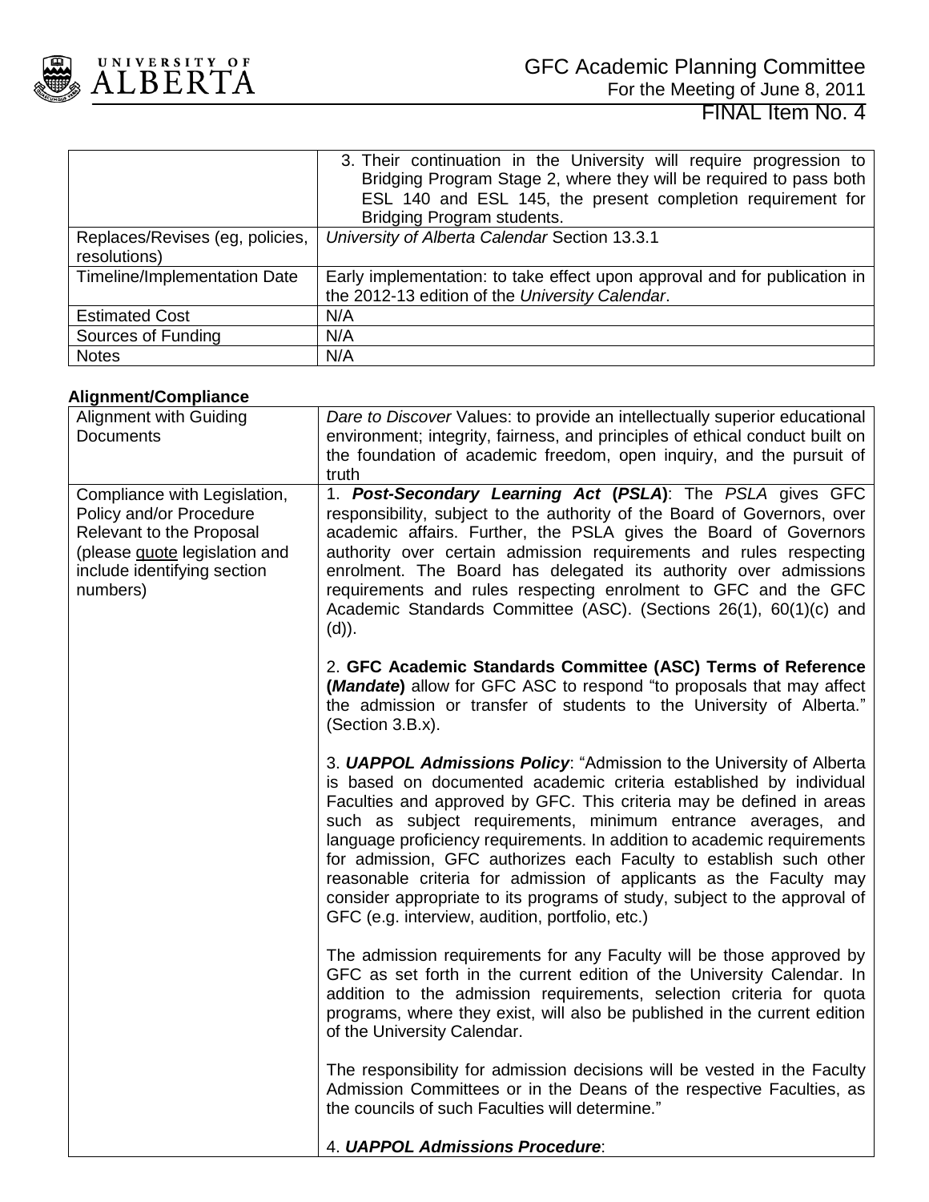| | |
|---|---|
| | 3. Their continuation in the University will require progression to Bridging Program Stage 2, where they will be required to pass both ESL 140 and ESL 145, the present completion requirement for Bridging Program students. |
| Replaces/Revises (eg, policies, resolutions) | *University of Alberta Calendar* Section 13.3.1 |
| Timeline/Implementation Date | Early implementation: to take effect upon approval and for publication in the 2012-13 edition of the *University Calendar*. |
| Estimated Cost | N/A |
| Sources of Funding | N/A |
| Notes | N/A |

**Alignment/Compliance**

| | |
|---|---|
| Alignment with Guiding Documents | *Dare to Discover* Values: to provide an intellectually superior educational environment; integrity, fairness, and principles of ethical conduct built on the foundation of academic freedom, open inquiry, and the pursuit of truth |
| Compliance with Legislation, Policy and/or Procedure Relevant to the Proposal (please quote legislation and include identifying section numbers) | 1. ***Post-Secondary Learning Act* (*PSLA*)**: The *PSLA* gives GFC responsibility, subject to the authority of the Board of Governors, over academic affairs. Further, the PSLA gives the Board of Governors authority over certain admission requirements and rules respecting enrolment. The Board has delegated its authority over admissions requirements and rules respecting enrolment to GFC and the GFC Academic Standards Committee (ASC). (Sections 26(1), 60(1)(c) and (d)).<br><br>2. **GFC Academic Standards Committee (ASC) Terms of Reference (*Mandate*)** allow for GFC ASC to respond "to proposals that may affect the admission or transfer of students to the University of Alberta." (Section 3.B.x).<br><br>3. ***UAPPOL Admissions Policy***: "Admission to the University of Alberta is based on documented academic criteria established by individual Faculties and approved by GFC. This criteria may be defined in areas such as subject requirements, minimum entrance averages, and language proficiency requirements. In addition to academic requirements for admission, GFC authorizes each Faculty to establish such other reasonable criteria for admission of applicants as the Faculty may consider appropriate to its programs of study, subject to the approval of GFC (e.g. interview, audition, portfolio, etc.)<br><br>The admission requirements for any Faculty will be those approved by GFC as set forth in the current edition of the University Calendar. In addition to the admission requirements, selection criteria for quota programs, where they exist, will also be published in the current edition of the University Calendar.<br><br>The responsibility for admission decisions will be vested in the Faculty Admission Committees or in the Deans of the respective Faculties, as the councils of such Faculties will determine."<br><br>4. ***UAPPOL Admissions Procedure***: |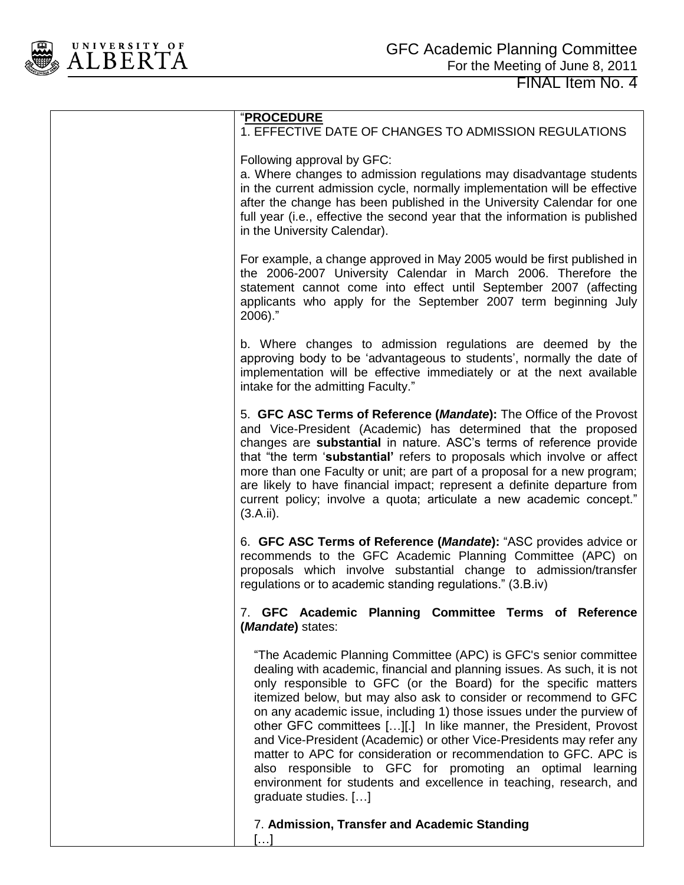| | "**PROCEDURE**<br>1. EFFECTIVE DATE OF CHANGES TO ADMISSION REGULATIONS<br><br>Following approval by GFC:<br>a. Where changes to admission regulations may disadvantage students in the current admission cycle, normally implementation will be effective after the change has been published in the University Calendar for one full year (i.e., effective the second year that the information is published in the University Calendar).<br><br>For example, a change approved in May 2005 would be first published in the 2006-2007 University Calendar in March 2006. Therefore the statement cannot come into effect until September 2007 (affecting applicants who apply for the September 2007 term beginning July 2006)."<br><br>b. Where changes to admission regulations are deemed by the approving body to be 'advantageous to students', normally the date of implementation will be effective immediately or at the next available intake for the admitting Faculty."<br><br>5. **GFC ASC Terms of Reference (*Mandate*):** The Office of the Provost and Vice-President (Academic) has determined that the proposed changes are **substantial** in nature. ASC's terms of reference provide that "the term '**substantial'** refers to proposals which involve or affect more than one Faculty or unit; are part of a proposal for a new program; are likely to have financial impact; represent a definite departure from current policy; involve a quota; articulate a new academic concept." (3.A.ii).<br><br>6. **GFC ASC Terms of Reference (*Mandate*):** "ASC provides advice or recommends to the GFC Academic Planning Committee (APC) on proposals which involve substantial change to admission/transfer regulations or to academic standing regulations." (3.B.iv)<br><br>7. **GFC Academic Planning Committee Terms of Reference (*Mandate*)** states:<br><br>"The Academic Planning Committee (APC) is GFC's senior committee dealing with academic, financial and planning issues. As such, it is not only responsible to GFC (or the Board) for the specific matters itemized below, but may also ask to consider or recommend to GFC on any academic issue, including 1) those issues under the purview of other GFC committees [...][.] In like manner, the President, Provost and Vice-President (Academic) or other Vice-Presidents may refer any matter to APC for consideration or recommendation to GFC. APC is also responsible to GFC for promoting an optimal learning environment for students and excellence in teaching, research, and graduate studies. [...]<br><br>7. **Admission, Transfer and Academic Standing**<br>[...] |
|---|---|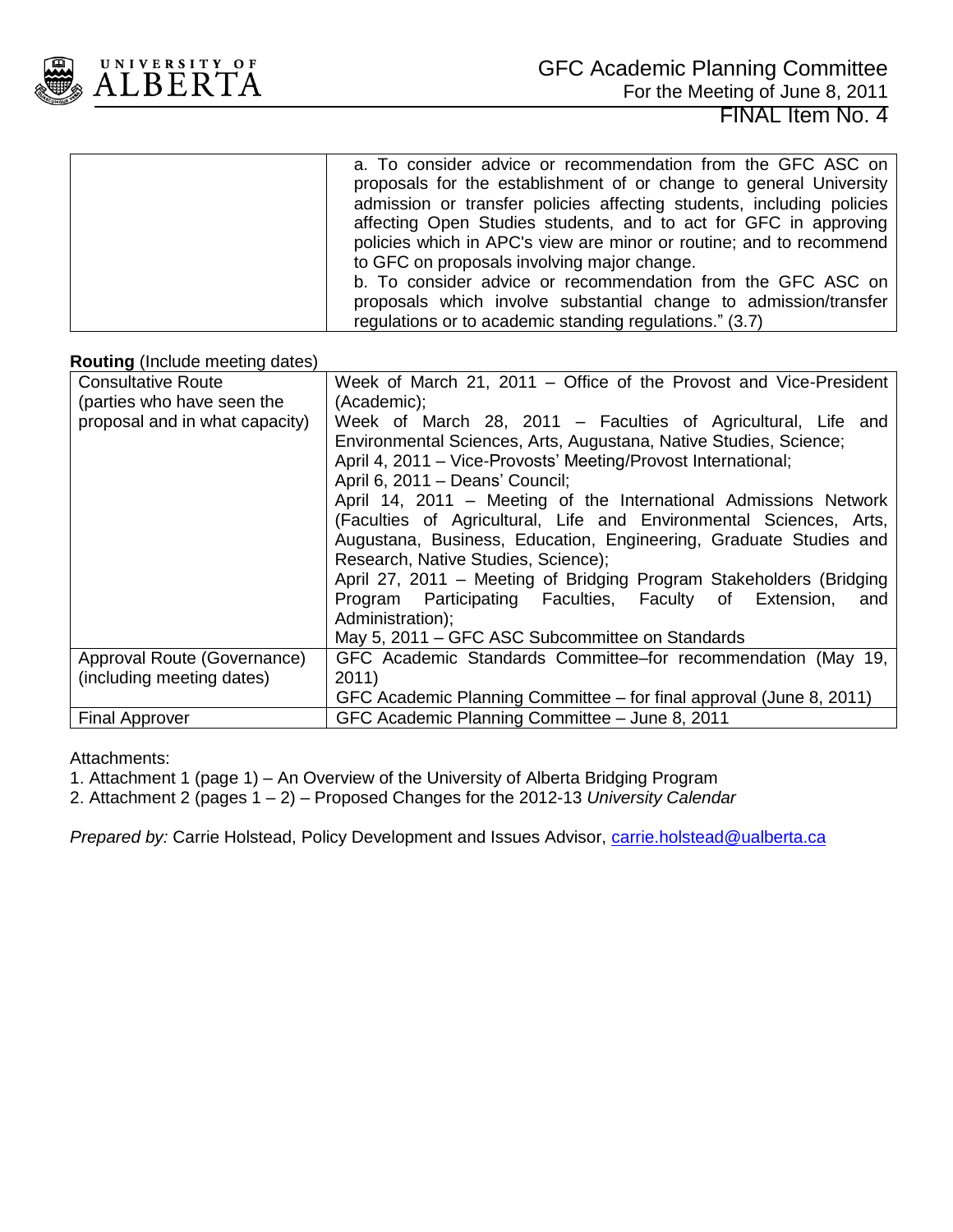| | a. To consider advice or recommendation from the GFC ASC on proposals for the establishment of or change to general University admission or transfer policies affecting students, including policies affecting Open Studies students, and to act for GFC in approving policies which in APC's view are minor or routine; and to recommend to GFC on proposals involving major change.<br>b. To consider advice or recommendation from the GFC ASC on proposals which involve substantial change to admission/transfer regulations or to academic standing regulations." (3.7) |
|---|---|

**Routing** (Include meeting dates)

| | |
|---|---|
| Consultative Route (parties who have seen the proposal and in what capacity) | Week of March 21, 2011 – Office of the Provost and Vice-President (Academic);<br>Week of March 28, 2011 – Faculties of Agricultural, Life and Environmental Sciences, Arts, Augustana, Native Studies, Science;<br>April 4, 2011 – Vice-Provosts' Meeting/Provost International;<br>April 6, 2011 – Deans' Council;<br>April 14, 2011 – Meeting of the International Admissions Network (Faculties of Agricultural, Life and Environmental Sciences, Arts, Augustana, Business, Education, Engineering, Graduate Studies and Research, Native Studies, Science);<br>April 27, 2011 – Meeting of Bridging Program Stakeholders (Bridging Program Participating Faculties, Faculty of Extension, and Administration);<br>May 5, 2011 – GFC ASC Subcommittee on Standards |
| Approval Route (Governance) (including meeting dates) | GFC Academic Standards Committee–for recommendation (May 19, 2011)<br>GFC Academic Planning Committee – for final approval (June 8, 2011) |
| Final Approver | GFC Academic Planning Committee – June 8, 2011 |

Attachments:

1. Attachment 1 (page 1) – An Overview of the University of Alberta Bridging Program
2. Attachment 2 (pages 1 – 2) – Proposed Changes for the 2012-13 *University Calendar*

*Prepared by:* Carrie Holstead, Policy Development and Issues Advisor, carrie.holstead@ualberta.ca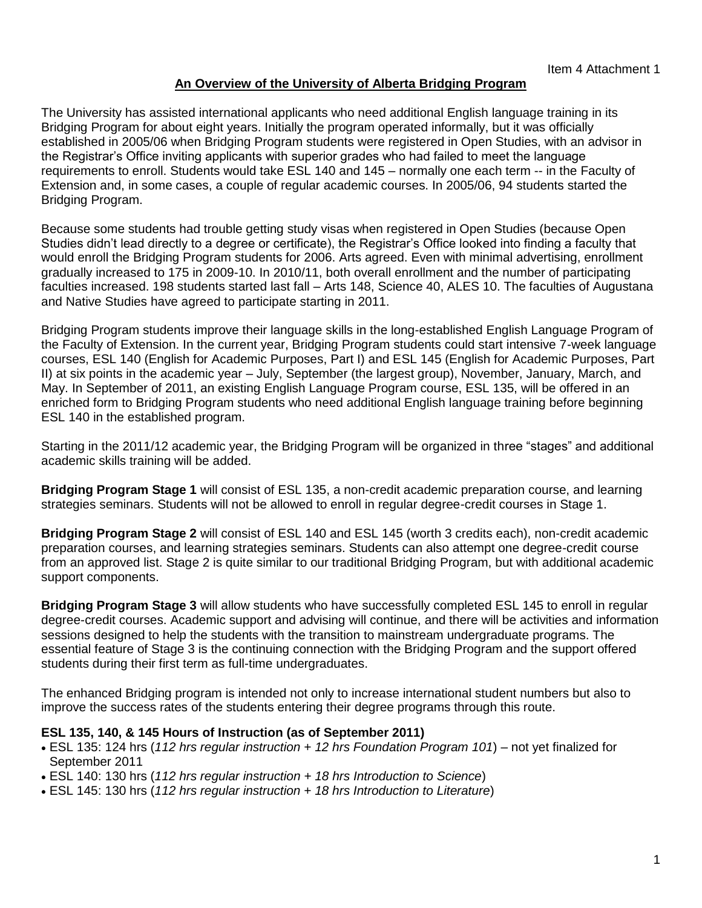Item 4 Attachment 1

# An Overview of the University of Alberta Bridging Program

The University has assisted international applicants who need additional English language training in its Bridging Program for about eight years. Initially the program operated informally, but it was officially established in 2005/06 when Bridging Program students were registered in Open Studies, with an advisor in the Registrar's Office inviting applicants with superior grades who had failed to meet the language requirements to enroll. Students would take ESL 140 and 145 – normally one each term -- in the Faculty of Extension and, in some cases, a couple of regular academic courses. In 2005/06, 94 students started the Bridging Program.

Because some students had trouble getting study visas when registered in Open Studies (because Open Studies didn't lead directly to a degree or certificate), the Registrar's Office looked into finding a faculty that would enroll the Bridging Program students for 2006. Arts agreed. Even with minimal advertising, enrollment gradually increased to 175 in 2009-10. In 2010/11, both overall enrollment and the number of participating faculties increased. 198 students started last fall – Arts 148, Science 40, ALES 10. The faculties of Augustana and Native Studies have agreed to participate starting in 2011.

Bridging Program students improve their language skills in the long-established English Language Program of the Faculty of Extension. In the current year, Bridging Program students could start intensive 7-week language courses, ESL 140 (English for Academic Purposes, Part I) and ESL 145 (English for Academic Purposes, Part II) at six points in the academic year – July, September (the largest group), November, January, March, and May. In September of 2011, an existing English Language Program course, ESL 135, will be offered in an enriched form to Bridging Program students who need additional English language training before beginning ESL 140 in the established program.

Starting in the 2011/12 academic year, the Bridging Program will be organized in three "stages" and additional academic skills training will be added.

**Bridging Program Stage 1** will consist of ESL 135, a non-credit academic preparation course, and learning strategies seminars. Students will not be allowed to enroll in regular degree-credit courses in Stage 1.

**Bridging Program Stage 2** will consist of ESL 140 and ESL 145 (worth 3 credits each), non-credit academic preparation courses, and learning strategies seminars. Students can also attempt one degree-credit course from an approved list. Stage 2 is quite similar to our traditional Bridging Program, but with additional academic support components.

**Bridging Program Stage 3** will allow students who have successfully completed ESL 145 to enroll in regular degree-credit courses. Academic support and advising will continue, and there will be activities and information sessions designed to help the students with the transition to mainstream undergraduate programs. The essential feature of Stage 3 is the continuing connection with the Bridging Program and the support offered students during their first term as full-time undergraduates.

The enhanced Bridging program is intended not only to increase international student numbers but also to improve the success rates of the students entering their degree programs through this route.

**ESL 135, 140, & 145 Hours of Instruction (as of September 2011)**

- ESL 135: 124 hrs (*112 hrs regular instruction + 12 hrs Foundation Program 101*) – not yet finalized for September 2011
- ESL 140: 130 hrs (*112 hrs regular instruction + 18 hrs Introduction to Science*)
- ESL 145: 130 hrs (*112 hrs regular instruction + 18 hrs Introduction to Literature*)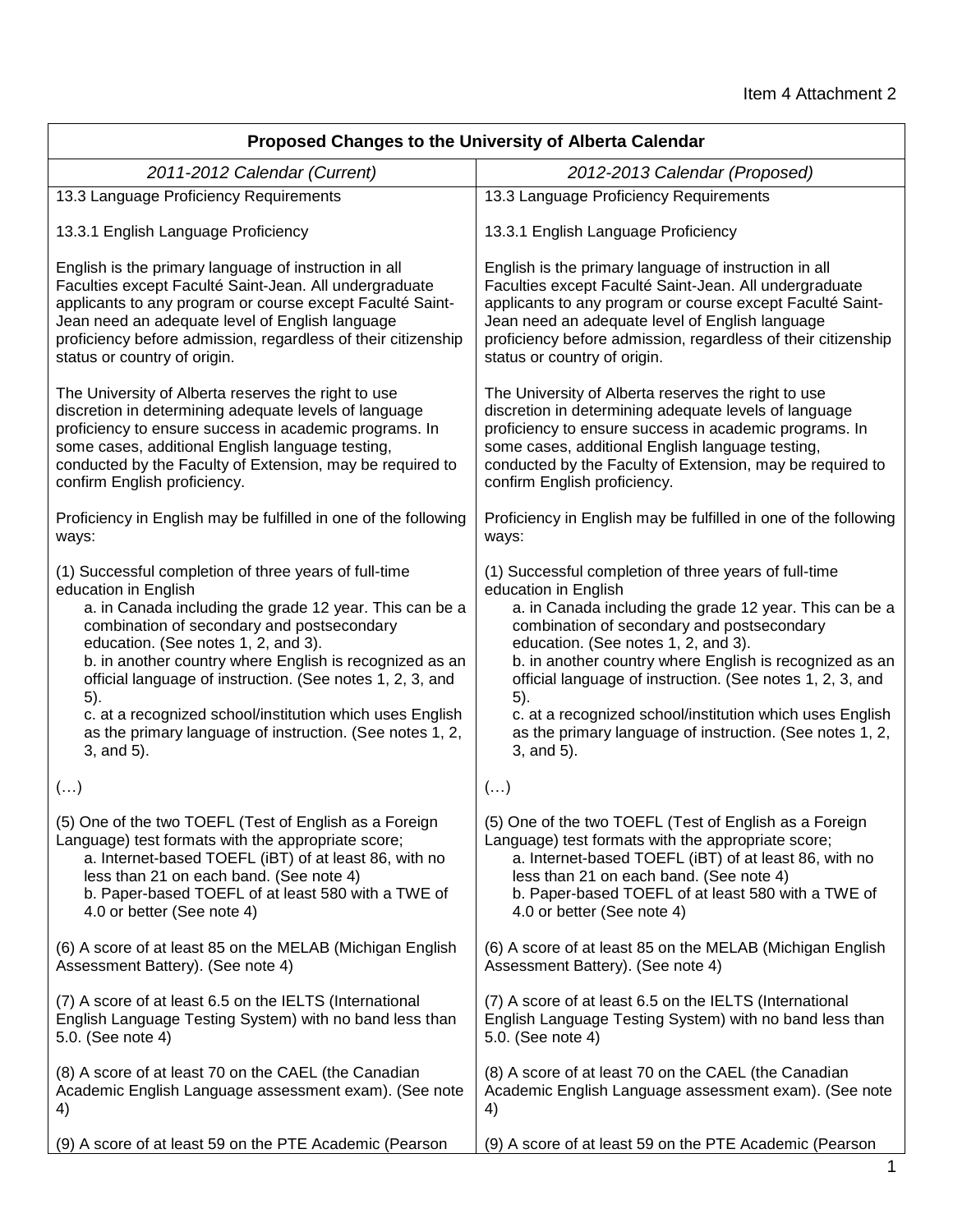Item 4 Attachment 2

| Proposed Changes to the University of Alberta Calendar | |
|---|---|
| *2011-2012 Calendar (Current)* | *2012-2013 Calendar (Proposed)* |
| 13.3 Language Proficiency Requirements<br><br>13.3.1 English Language Proficiency<br><br>English is the primary language of instruction in all Faculties except Faculté Saint-Jean. All undergraduate applicants to any program or course except Faculté Saint-Jean need an adequate level of English language proficiency before admission, regardless of their citizenship status or country of origin.<br><br>The University of Alberta reserves the right to use discretion in determining adequate levels of language proficiency to ensure success in academic programs. In some cases, additional English language testing, conducted by the Faculty of Extension, may be required to confirm English proficiency.<br><br>Proficiency in English may be fulfilled in one of the following ways:<br><br>(1) Successful completion of three years of full-time education in English<br>a. in Canada including the grade 12 year. This can be a combination of secondary and postsecondary education. (See notes 1, 2, and 3).<br>b. in another country where English is recognized as an official language of instruction. (See notes 1, 2, 3, and 5).<br>c. at a recognized school/institution which uses English as the primary language of instruction. (See notes 1, 2, 3, and 5).<br><br>(…)<br><br>(5) One of the two TOEFL (Test of English as a Foreign Language) test formats with the appropriate score;<br>a. Internet-based TOEFL (iBT) of at least 86, with no less than 21 on each band. (See note 4)<br>b. Paper-based TOEFL of at least 580 with a TWE of 4.0 or better (See note 4)<br><br>(6) A score of at least 85 on the MELAB (Michigan English Assessment Battery). (See note 4)<br><br>(7) A score of at least 6.5 on the IELTS (International English Language Testing System) with no band less than 5.0. (See note 4)<br><br>(8) A score of at least 70 on the CAEL (the Canadian Academic English Language assessment exam). (See note 4)<br><br>(9) A score of at least 59 on the PTE Academic (Pearson | 13.3 Language Proficiency Requirements<br><br>13.3.1 English Language Proficiency<br><br>English is the primary language of instruction in all Faculties except Faculté Saint-Jean. All undergraduate applicants to any program or course except Faculté Saint-Jean need an adequate level of English language proficiency before admission, regardless of their citizenship status or country of origin.<br><br>The University of Alberta reserves the right to use discretion in determining adequate levels of language proficiency to ensure success in academic programs. In some cases, additional English language testing, conducted by the Faculty of Extension, may be required to confirm English proficiency.<br><br>Proficiency in English may be fulfilled in one of the following ways:<br><br>(1) Successful completion of three years of full-time education in English<br>a. in Canada including the grade 12 year. This can be a combination of secondary and postsecondary education. (See notes 1, 2, and 3).<br>b. in another country where English is recognized as an official language of instruction. (See notes 1, 2, 3, and 5).<br>c. at a recognized school/institution which uses English as the primary language of instruction. (See notes 1, 2, 3, and 5).<br><br>(…)<br><br>(5) One of the two TOEFL (Test of English as a Foreign Language) test formats with the appropriate score;<br>a. Internet-based TOEFL (iBT) of at least 86, with no less than 21 on each band. (See note 4)<br>b. Paper-based TOEFL of at least 580 with a TWE of 4.0 or better (See note 4)<br><br>(6) A score of at least 85 on the MELAB (Michigan English Assessment Battery). (See note 4)<br><br>(7) A score of at least 6.5 on the IELTS (International English Language Testing System) with no band less than 5.0. (See note 4)<br><br>(8) A score of at least 70 on the CAEL (the Canadian Academic English Language assessment exam). (See note 4)<br><br>(9) A score of at least 59 on the PTE Academic (Pearson |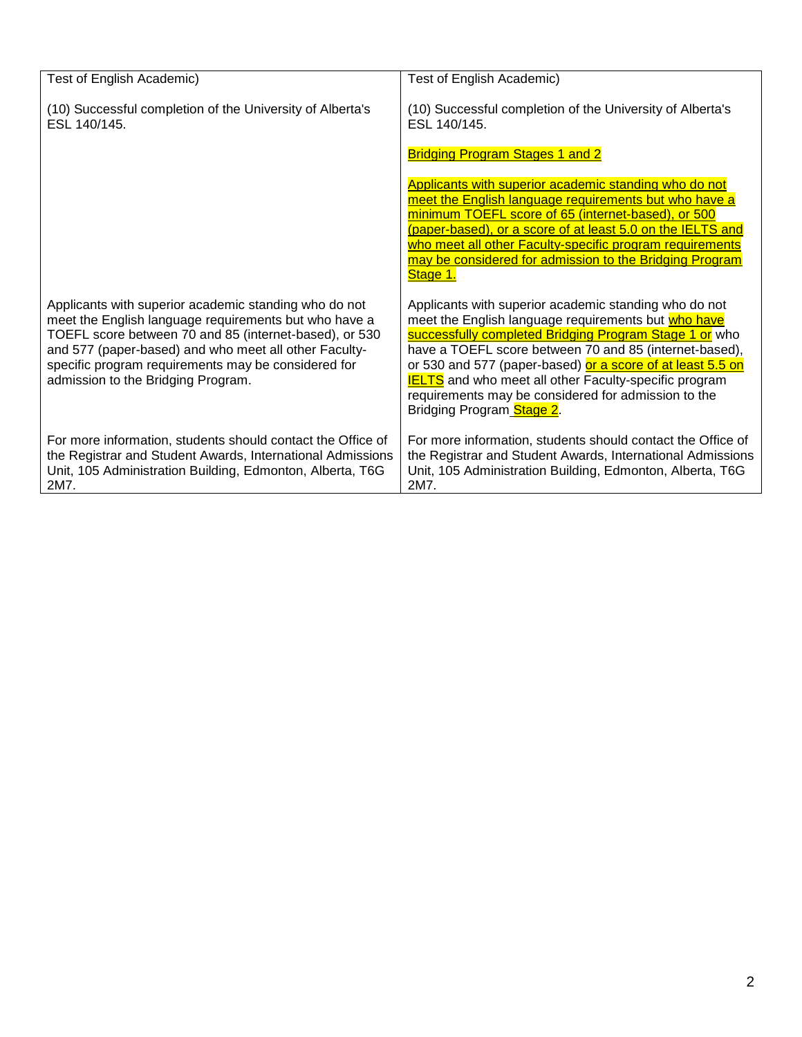| | |
|---|---|
| Test of English Academic) | Test of English Academic) |
| (10) Successful completion of the University of Alberta's ESL 140/145. | (10) Successful completion of the University of Alberta's ESL 140/145. |
| | Bridging Program Stages 1 and 2 |
| | Applicants with superior academic standing who do not meet the English language requirements but who have a minimum TOEFL score of 65 (internet-based), or 500 (paper-based), or a score of at least 5.0 on the IELTS and who meet all other Faculty-specific program requirements may be considered for admission to the Bridging Program Stage 1. |
| Applicants with superior academic standing who do not meet the English language requirements but who have a TOEFL score between 70 and 85 (internet-based), or 530 and 577 (paper-based) and who meet all other Faculty-specific program requirements may be considered for admission to the Bridging Program. | Applicants with superior academic standing who do not meet the English language requirements but who have successfully completed Bridging Program Stage 1 or who have a TOEFL score between 70 and 85 (internet-based), or 530 and 577 (paper-based) or a score of at least 5.5 on IELTS and who meet all other Faculty-specific program requirements may be considered for admission to the Bridging Program Stage 2. |
| For more information, students should contact the Office of the Registrar and Student Awards, International Admissions Unit, 105 Administration Building, Edmonton, Alberta, T6G 2M7. | For more information, students should contact the Office of the Registrar and Student Awards, International Admissions Unit, 105 Administration Building, Edmonton, Alberta, T6G 2M7. |